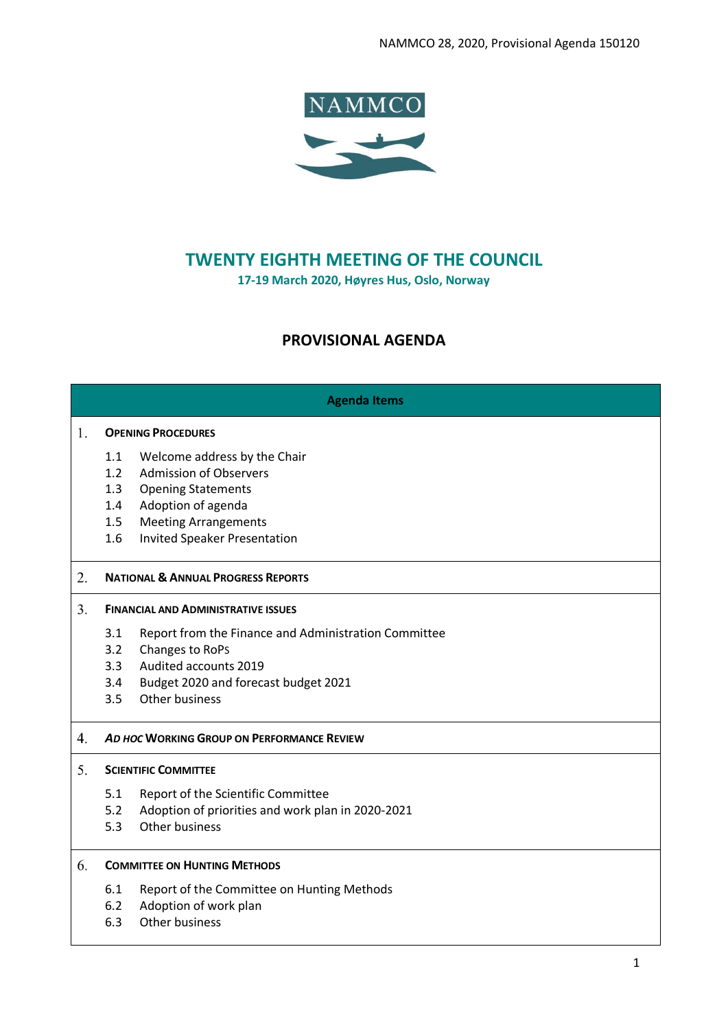NAMMCO

# TWENTY EIGHTH MEETING OF THE COUNCIL

**17-19 March 2020, Høyres Hus, Oslo, Norway**

## PROVISIONAL AGENDA

| Agenda Items |
|---|
| 1. **OPENING PROCEDURES**<br>1.1 Welcome address by the Chair<br>1.2 Admission of Observers<br>1.3 Opening Statements<br>1.4 Adoption of agenda<br>1.5 Meeting Arrangements<br>1.6 Invited Speaker Presentation |
| 2. **NATIONAL & ANNUAL PROGRESS REPORTS** |
| 3. **FINANCIAL AND ADMINISTRATIVE ISSUES**<br>3.1 Report from the Finance and Administration Committee<br>3.2 Changes to RoPs<br>3.3 Audited accounts 2019<br>3.4 Budget 2020 and forecast budget 2021<br>3.5 Other business |
| 4. ***AD HOC* WORKING GROUP ON PERFORMANCE REVIEW** |
| 5. **SCIENTIFIC COMMITTEE**<br>5.1 Report of the Scientific Committee<br>5.2 Adoption of priorities and work plan in 2020-2021<br>5.3 Other business |
| 6. **COMMITTEE ON HUNTING METHODS**<br>6.1 Report of the Committee on Hunting Methods<br>6.2 Adoption of work plan<br>6.3 Other business |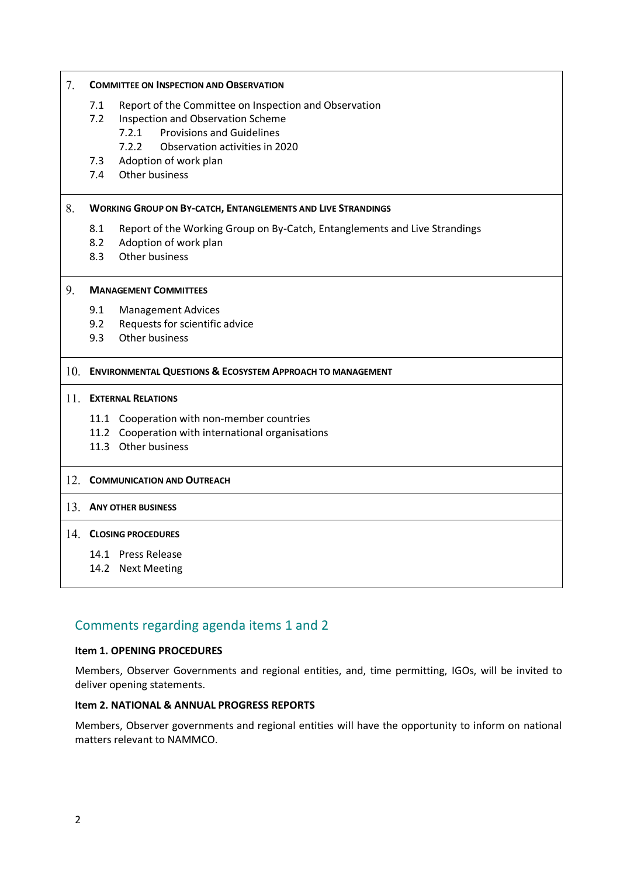7. **COMMITTEE ON INSPECTION AND OBSERVATION**

   7.1 Report of the Committee on Inspection and Observation
   7.2 Inspection and Observation Scheme
      7.2.1 Provisions and Guidelines
      7.2.2 Observation activities in 2020
   7.3 Adoption of work plan
   7.4 Other business

8. **WORKING GROUP ON BY-CATCH, ENTANGLEMENTS AND LIVE STRANDINGS**

   8.1 Report of the Working Group on By-Catch, Entanglements and Live Strandings
   8.2 Adoption of work plan
   8.3 Other business

9. **MANAGEMENT COMMITTEES**

   9.1 Management Advices
   9.2 Requests for scientific advice
   9.3 Other business

10. **ENVIRONMENTAL QUESTIONS & ECOSYSTEM APPROACH TO MANAGEMENT**

11. **EXTERNAL RELATIONS**

   11.1 Cooperation with non-member countries
   11.2 Cooperation with international organisations
   11.3 Other business

12. **COMMUNICATION AND OUTREACH**

13. **ANY OTHER BUSINESS**

14. **CLOSING PROCEDURES**

   14.1 Press Release
   14.2 Next Meeting

## Comments regarding agenda items 1 and 2

**Item 1. OPENING PROCEDURES**

Members, Observer Governments and regional entities, and, time permitting, IGOs, will be invited to deliver opening statements.

**Item 2. NATIONAL & ANNUAL PROGRESS REPORTS**

Members, Observer governments and regional entities will have the opportunity to inform on national matters relevant to NAMMCO.